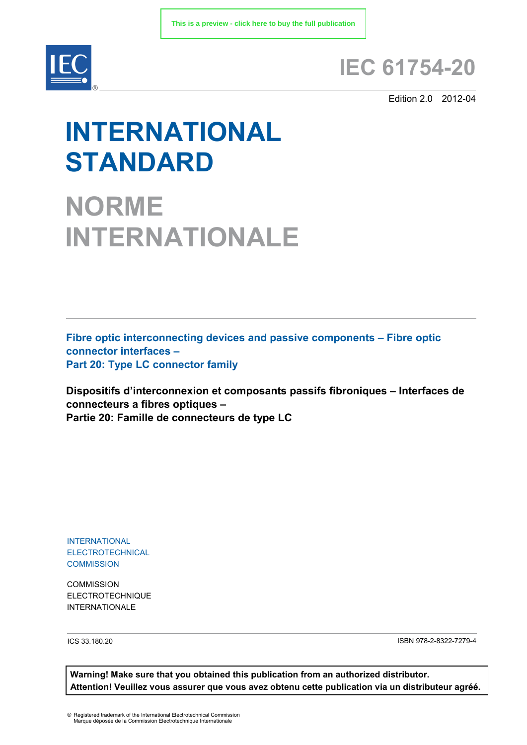This is a preview - click here to buy the full publication

# IEC 61754-20

Edition 2.0 2012-04

# INTERNATIONAL STANDARD

# NORME INTERNATIONALE

**Fibre optic interconnecting devices and passive components – Fibre optic connector interfaces –**
**Part 20: Type LC connector family**

**Dispositifs d'interconnexion et composants passifs fibroniques – Interfaces de connecteurs a fibres optiques –**
**Partie 20: Famille de connecteurs de type LC**

INTERNATIONAL
ELECTROTECHNICAL
COMMISSION

COMMISSION
ELECTROTECHNIQUE
INTERNATIONALE

ICS 33.180.20

ISBN 978-2-8322-7279-4

**Warning! Make sure that you obtained this publication from an authorized distributor.**
**Attention! Veuillez vous assurer que vous avez obtenu cette publication via un distributeur agréé.**

® Registered trademark of the International Electrotechnical Commission
Marque déposée de la Commission Electrotechnique Internationale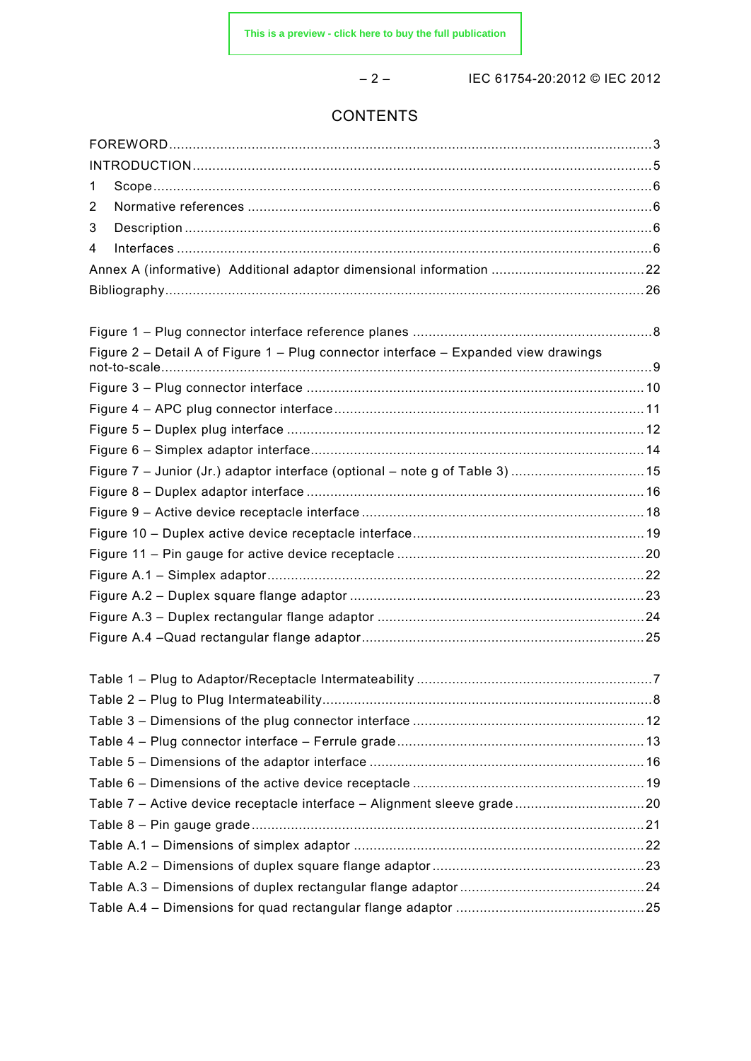# CONTENTS

FOREWORD.......................................................................................................................3
INTRODUCTION.................................................................................................................5
1 Scope..........................................................................................................................6
2 Normative references ...................................................................................................6
3 Description ..................................................................................................................6
4 Interfaces .....................................................................................................................6
Annex A (informative) Additional adaptor dimensional information .......................................22
Bibliography.......................................................................................................................26

Figure 1 – Plug connector interface reference planes .............................................................8
Figure 2 – Detail A of Figure 1 – Plug connector interface – Expanded view drawings not-to-scale.........................................................................................................................9
Figure 3 – Plug connector interface .....................................................................................10
Figure 4 – APC plug connector interface..............................................................................11
Figure 5 – Duplex plug interface ..........................................................................................12
Figure 6 – Simplex adaptor interface....................................................................................14
Figure 7 – Junior (Jr.) adaptor interface (optional – note g of Table 3) ..................................15
Figure 8 – Duplex adaptor interface .....................................................................................16
Figure 9 – Active device receptacle interface .......................................................................18
Figure 10 – Duplex active device receptacle interface...........................................................19
Figure 11 – Pin gauge for active device receptacle ...............................................................20
Figure A.1 – Simplex adaptor...............................................................................................22
Figure A.2 – Duplex square flange adaptor ..........................................................................23
Figure A.3 – Duplex rectangular flange adaptor ....................................................................24
Figure A.4 –Quad rectangular flange adaptor.......................................................................25

Table 1 – Plug to Adaptor/Receptacle Intermateability ............................................................7
Table 2 – Plug to Plug Intermateability....................................................................................8
Table 3 – Dimensions of the plug connector interface ...........................................................12
Table 4 – Plug connector interface – Ferrule grade...............................................................13
Table 5 – Dimensions of the adaptor interface .....................................................................16
Table 6 – Dimensions of the active device receptacle ...........................................................19
Table 7 – Active device receptacle interface – Alignment sleeve grade .................................20
Table 8 – Pin gauge grade...................................................................................................21
Table A.1 – Dimensions of simplex adaptor .........................................................................22
Table A.2 – Dimensions of duplex square flange adaptor ......................................................23
Table A.3 – Dimensions of duplex rectangular flange adaptor ...............................................24
Table A.4 – Dimensions for quad rectangular flange adaptor ................................................25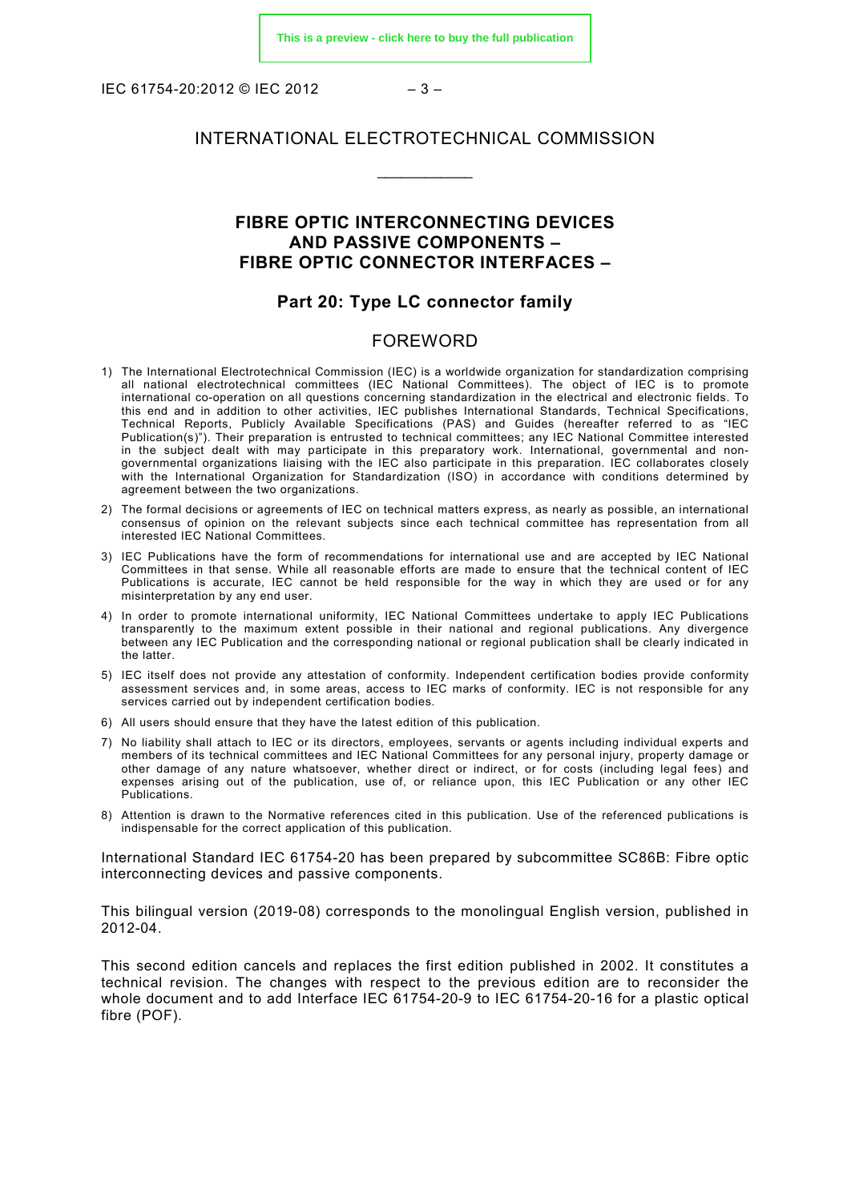INTERNATIONAL ELECTROTECHNICAL COMMISSION

____________

# FIBRE OPTIC INTERCONNECTING DEVICES AND PASSIVE COMPONENTS – FIBRE OPTIC CONNECTOR INTERFACES –

## Part 20: Type LC connector family

## FOREWORD

1) The International Electrotechnical Commission (IEC) is a worldwide organization for standardization comprising all national electrotechnical committees (IEC National Committees). The object of IEC is to promote international co-operation on all questions concerning standardization in the electrical and electronic fields. To this end and in addition to other activities, IEC publishes International Standards, Technical Specifications, Technical Reports, Publicly Available Specifications (PAS) and Guides (hereafter referred to as "IEC Publication(s)"). Their preparation is entrusted to technical committees; any IEC National Committee interested in the subject dealt with may participate in this preparatory work. International, governmental and non-governmental organizations liaising with the IEC also participate in this preparation. IEC collaborates closely with the International Organization for Standardization (ISO) in accordance with conditions determined by agreement between the two organizations.
2) The formal decisions or agreements of IEC on technical matters express, as nearly as possible, an international consensus of opinion on the relevant subjects since each technical committee has representation from all interested IEC National Committees.
3) IEC Publications have the form of recommendations for international use and are accepted by IEC National Committees in that sense. While all reasonable efforts are made to ensure that the technical content of IEC Publications is accurate, IEC cannot be held responsible for the way in which they are used or for any misinterpretation by any end user.
4) In order to promote international uniformity, IEC National Committees undertake to apply IEC Publications transparently to the maximum extent possible in their national and regional publications. Any divergence between any IEC Publication and the corresponding national or regional publication shall be clearly indicated in the latter.
5) IEC itself does not provide any attestation of conformity. Independent certification bodies provide conformity assessment services and, in some areas, access to IEC marks of conformity. IEC is not responsible for any services carried out by independent certification bodies.
6) All users should ensure that they have the latest edition of this publication.
7) No liability shall attach to IEC or its directors, employees, servants or agents including individual experts and members of its technical committees and IEC National Committees for any personal injury, property damage or other damage of any nature whatsoever, whether direct or indirect, or for costs (including legal fees) and expenses arising out of the publication, use of, or reliance upon, this IEC Publication or any other IEC Publications.
8) Attention is drawn to the Normative references cited in this publication. Use of the referenced publications is indispensable for the correct application of this publication.

International Standard IEC 61754-20 has been prepared by subcommittee SC86B: Fibre optic interconnecting devices and passive components.

This bilingual version (2019-08) corresponds to the monolingual English version, published in 2012-04.

This second edition cancels and replaces the first edition published in 2002. It constitutes a technical revision. The changes with respect to the previous edition are to reconsider the whole document and to add Interface IEC 61754-20-9 to IEC 61754-20-16 for a plastic optical fibre (POF).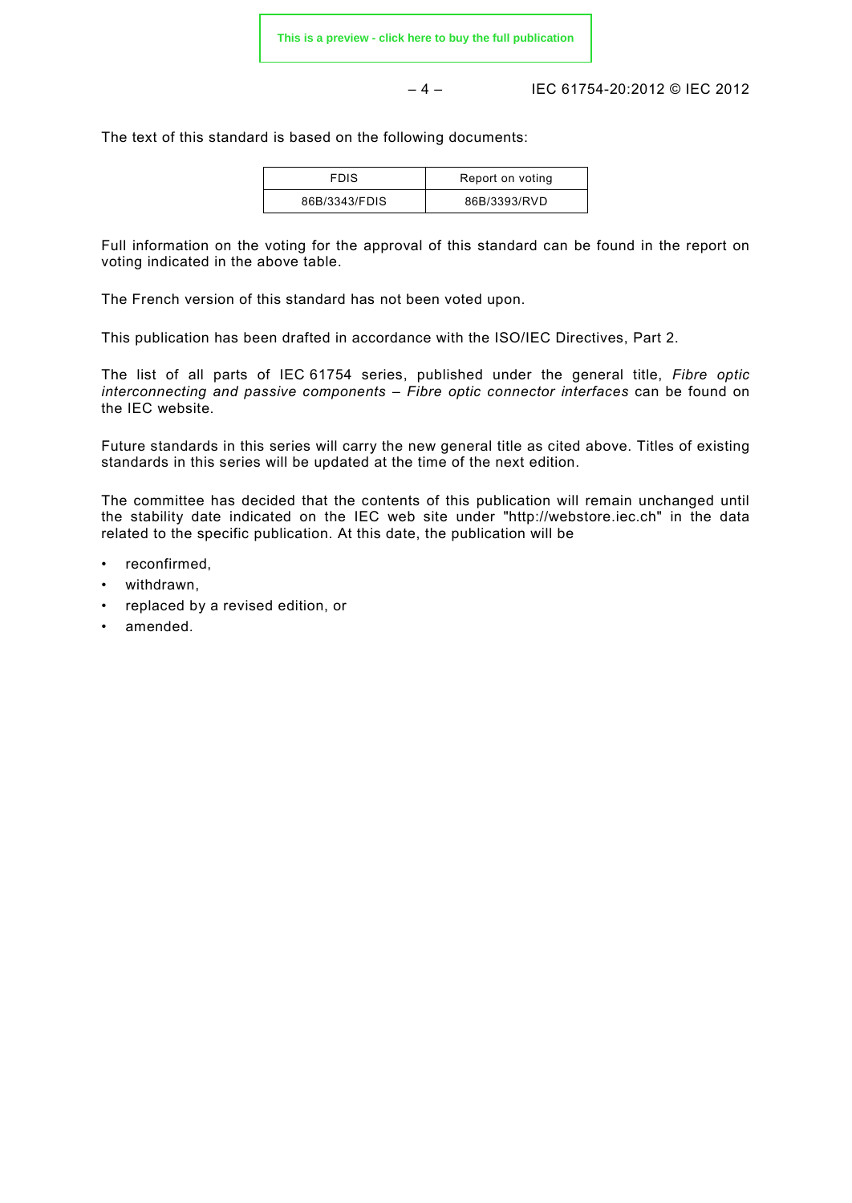The text of this standard is based on the following documents:

| FDIS | Report on voting |
| --- | --- |
| 86B/3343/FDIS | 86B/3393/RVD |

Full information on the voting for the approval of this standard can be found in the report on voting indicated in the above table.

The French version of this standard has not been voted upon.

This publication has been drafted in accordance with the ISO/IEC Directives, Part 2.

The list of all parts of IEC 61754 series, published under the general title, *Fibre optic interconnecting and passive components – Fibre optic connector interfaces* can be found on the IEC website.

Future standards in this series will carry the new general title as cited above. Titles of existing standards in this series will be updated at the time of the next edition.

The committee has decided that the contents of this publication will remain unchanged until the stability date indicated on the IEC web site under "http://webstore.iec.ch" in the data related to the specific publication. At this date, the publication will be

- reconfirmed,
- withdrawn,
- replaced by a revised edition, or
- amended.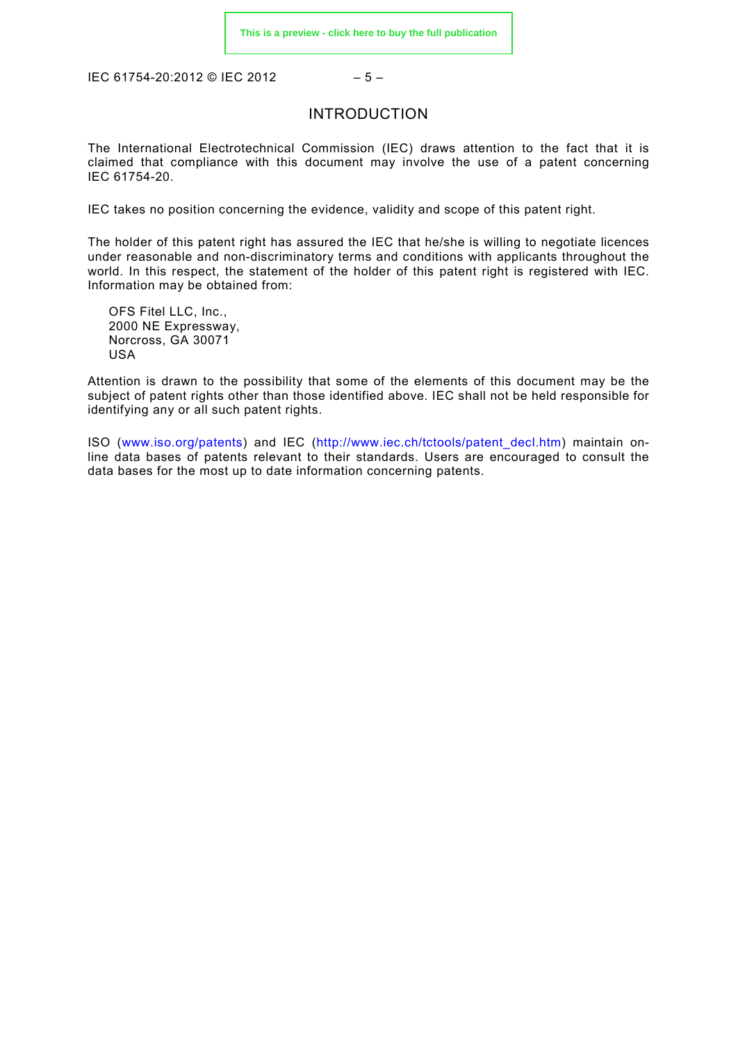# INTRODUCTION

The International Electrotechnical Commission (IEC) draws attention to the fact that it is claimed that compliance with this document may involve the use of a patent concerning IEC 61754-20.

IEC takes no position concerning the evidence, validity and scope of this patent right.

The holder of this patent right has assured the IEC that he/she is willing to negotiate licences under reasonable and non-discriminatory terms and conditions with applicants throughout the world. In this respect, the statement of the holder of this patent right is registered with IEC. Information may be obtained from:

OFS Fitel LLC, Inc.,
2000 NE Expressway,
Norcross, GA 30071
USA

Attention is drawn to the possibility that some of the elements of this document may be the subject of patent rights other than those identified above. IEC shall not be held responsible for identifying any or all such patent rights.

ISO (www.iso.org/patents) and IEC (http://www.iec.ch/tctools/patent_decl.htm) maintain on-line data bases of patents relevant to their standards. Users are encouraged to consult the data bases for the most up to date information concerning patents.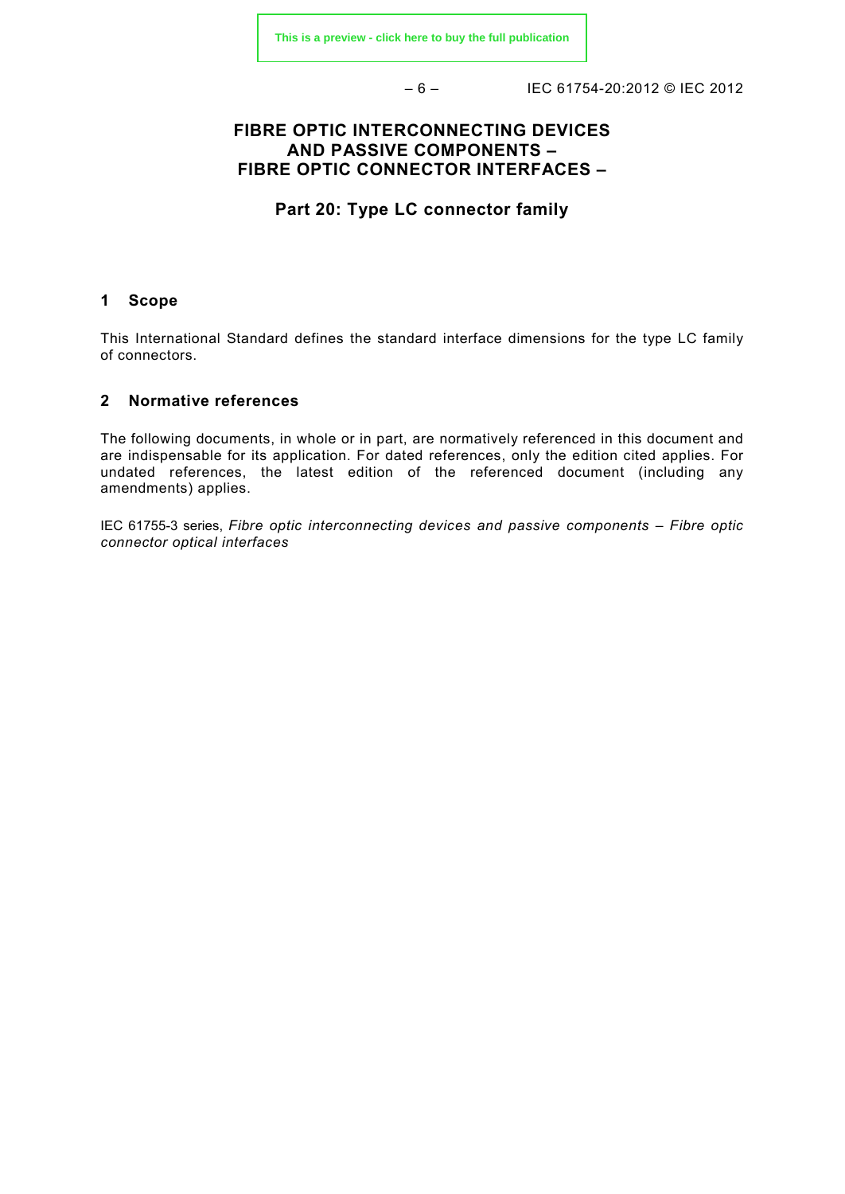# FIBRE OPTIC INTERCONNECTING DEVICES AND PASSIVE COMPONENTS – FIBRE OPTIC CONNECTOR INTERFACES –

## Part 20: Type LC connector family

## 1 Scope

This International Standard defines the standard interface dimensions for the type LC family of connectors.

## 2 Normative references

The following documents, in whole or in part, are normatively referenced in this document and are indispensable for its application. For dated references, only the edition cited applies. For undated references, the latest edition of the referenced document (including any amendments) applies.

IEC 61755-3 series, *Fibre optic interconnecting devices and passive components – Fibre optic connector optical interfaces*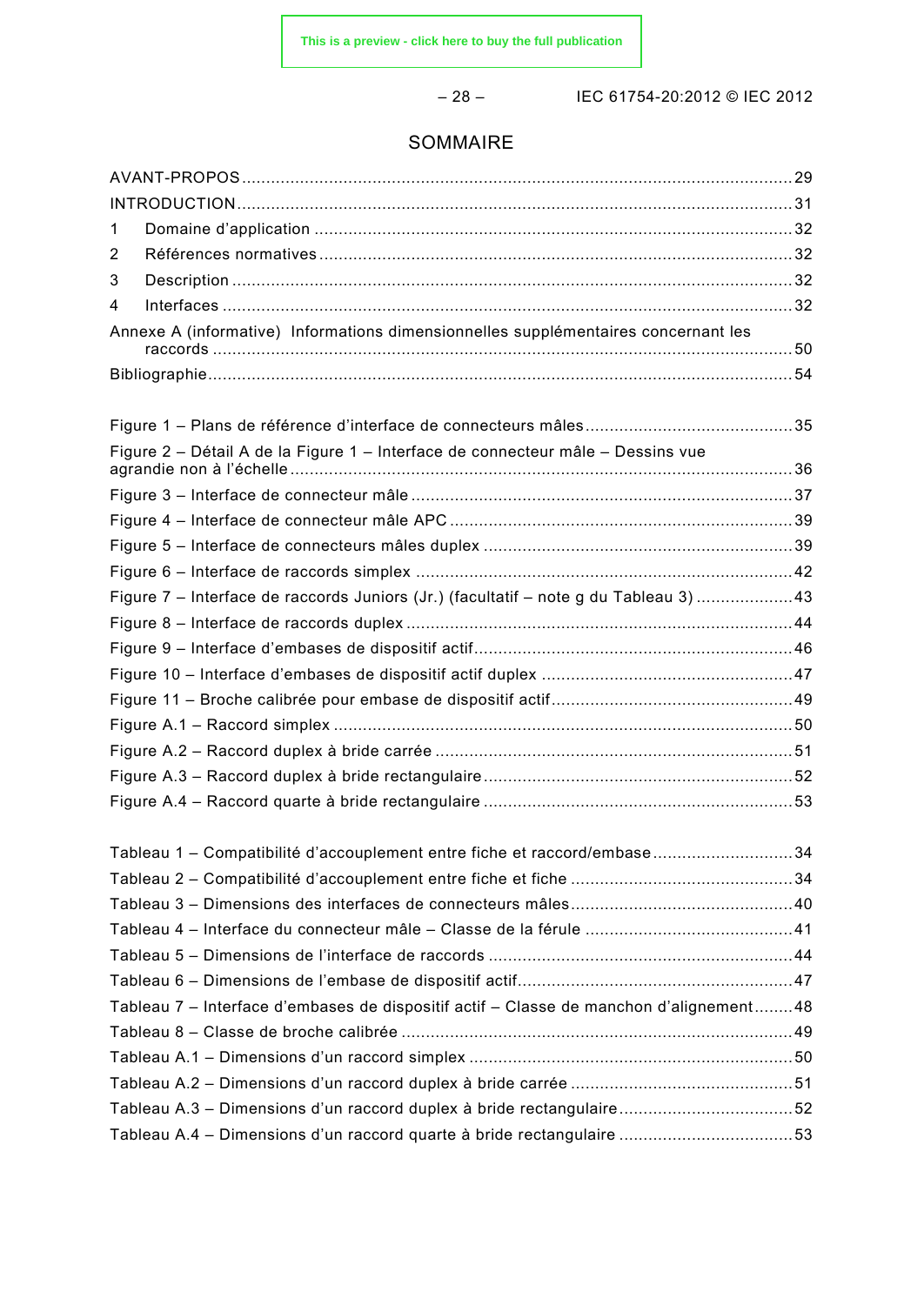# SOMMAIRE

AVANT-PROPOS ........................................................................................................................ 29

INTRODUCTION ........................................................................................................................ 31

1 Domaine d'application ......................................................................................................... 32

2 Références normatives ........................................................................................................ 32

3 Description ........................................................................................................................... 32

4 Interfaces ............................................................................................................................. 32

Annexe A (informative) Informations dimensionnelles supplémentaires concernant les raccords ..................................................................................................................................... 50

Bibliographie ............................................................................................................................. 54

Figure 1 – Plans de référence d'interface de connecteurs mâles ............................................ 35

Figure 2 – Détail A de la Figure 1 – Interface de connecteur mâle – Dessins vue agrandie non à l'échelle ........................................................................................................... 36

Figure 3 – Interface de connecteur mâle ................................................................................. 37

Figure 4 – Interface de connecteur mâle APC ......................................................................... 39

Figure 5 – Interface de connecteurs mâles duplex .................................................................. 39

Figure 6 – Interface de raccords simplex ................................................................................. 42

Figure 7 – Interface de raccords Juniors (Jr.) (facultatif – note g du Tableau 3) .................... 43

Figure 8 – Interface de raccords duplex .................................................................................. 44

Figure 9 – Interface d'embases de dispositif actif .................................................................... 46

Figure 10 – Interface d'embases de dispositif actif duplex ...................................................... 47

Figure 11 – Broche calibrée pour embase de dispositif actif ................................................... 49

Figure A.1 – Raccord simplex .................................................................................................. 50

Figure A.2 – Raccord duplex à bride carrée ............................................................................ 51

Figure A.3 – Raccord duplex à bride rectangulaire .................................................................. 52

Figure A.4 – Raccord quarte à bride rectangulaire .................................................................. 53

Tableau 1 – Compatibilité d'accouplement entre fiche et raccord/embase .............................. 34

Tableau 2 – Compatibilité d'accouplement entre fiche et fiche ................................................ 34

Tableau 3 – Dimensions des interfaces de connecteurs mâles ............................................... 40

Tableau 4 – Interface du connecteur mâle – Classe de la férule ............................................. 41

Tableau 5 – Dimensions de l'interface de raccords ................................................................. 44

Tableau 6 – Dimensions de l'embase de dispositif actif ........................................................... 47

Tableau 7 – Interface d'embases de dispositif actif – Classe de manchon d'alignement ......... 48

Tableau 8 – Classe de broche calibrée .................................................................................... 49

Tableau A.1 – Dimensions d'un raccord simplex ..................................................................... 50

Tableau A.2 – Dimensions d'un raccord duplex à bride carrée ............................................... 51

Tableau A.3 – Dimensions d'un raccord duplex à bride rectangulaire ..................................... 52

Tableau A.4 – Dimensions d'un raccord quarte à bride rectangulaire ..................................... 53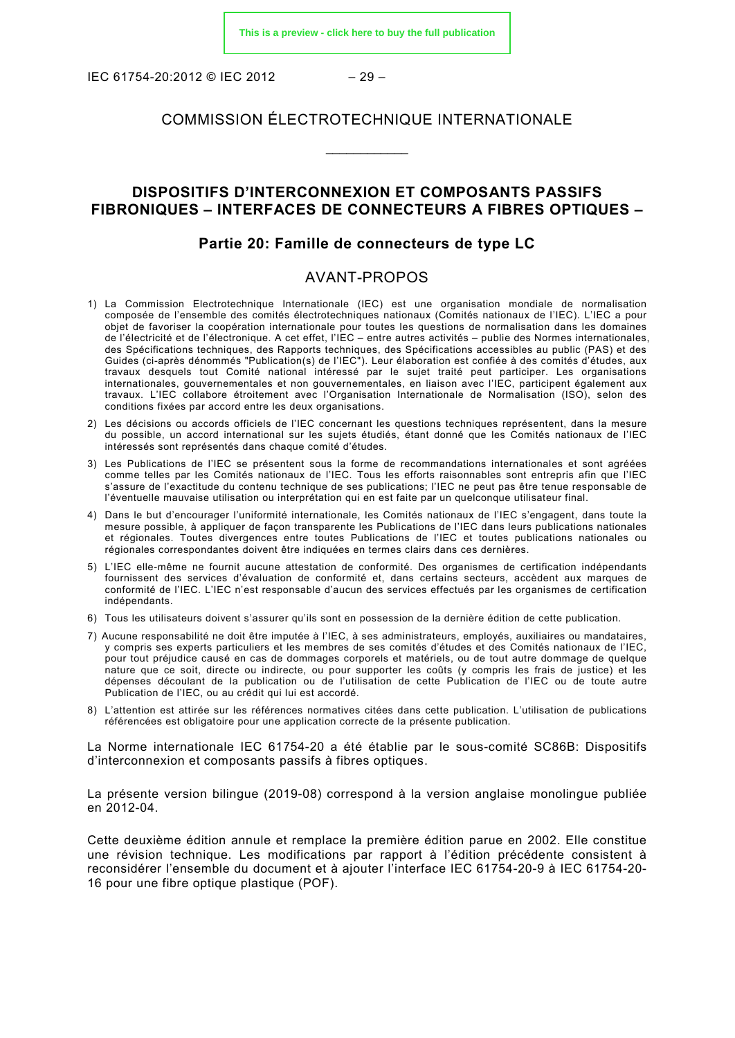# COMMISSION ÉLECTROTECHNIQUE INTERNATIONALE

\_\_\_\_\_\_\_\_\_\_\_\_

## DISPOSITIFS D'INTERCONNEXION ET COMPOSANTS PASSIFS FIBRONIQUES – INTERFACES DE CONNECTEURS A FIBRES OPTIQUES –

### Partie 20: Famille de connecteurs de type LC

## AVANT-PROPOS

1) La Commission Electrotechnique Internationale (IEC) est une organisation mondiale de normalisation composée de l'ensemble des comités électrotechniques nationaux (Comités nationaux de l'IEC). L'IEC a pour objet de favoriser la coopération internationale pour toutes les questions de normalisation dans les domaines de l'électricité et de l'électronique. A cet effet, l'IEC – entre autres activités – publie des Normes internationales, des Spécifications techniques, des Rapports techniques, des Spécifications accessibles au public (PAS) et des Guides (ci-après dénommés "Publication(s) de l'IEC"). Leur élaboration est confiée à des comités d'études, aux travaux desquels tout Comité national intéressé par le sujet traité peut participer. Les organisations internationales, gouvernementales et non gouvernementales, en liaison avec l'IEC, participent également aux travaux. L'IEC collabore étroitement avec l'Organisation Internationale de Normalisation (ISO), selon des conditions fixées par accord entre les deux organisations.
2) Les décisions ou accords officiels de l'IEC concernant les questions techniques représentent, dans la mesure du possible, un accord international sur les sujets étudiés, étant donné que les Comités nationaux de l'IEC intéressés sont représentés dans chaque comité d'études.
3) Les Publications de l'IEC se présentent sous la forme de recommandations internationales et sont agréées comme telles par les Comités nationaux de l'IEC. Tous les efforts raisonnables sont entrepris afin que l'IEC s'assure de l'exactitude du contenu technique de ses publications; l'IEC ne peut pas être tenue responsable de l'éventuelle mauvaise utilisation ou interprétation qui en est faite par un quelconque utilisateur final.
4) Dans le but d'encourager l'uniformité internationale, les Comités nationaux de l'IEC s'engagent, dans toute la mesure possible, à appliquer de façon transparente les Publications de l'IEC dans leurs publications nationales et régionales. Toutes divergences entre toutes Publications de l'IEC et toutes publications nationales ou régionales correspondantes doivent être indiquées en termes clairs dans ces dernières.
5) L'IEC elle-même ne fournit aucune attestation de conformité. Des organismes de certification indépendants fournissent des services d'évaluation de conformité et, dans certains secteurs, accèdent aux marques de conformité de l'IEC. L'IEC n'est responsable d'aucun des services effectués par les organismes de certification indépendants.
6) Tous les utilisateurs doivent s'assurer qu'ils sont en possession de la dernière édition de cette publication.
7) Aucune responsabilité ne doit être imputée à l'IEC, à ses administrateurs, employés, auxiliaires ou mandataires, y compris ses experts particuliers et les membres de ses comités d'études et des Comités nationaux de l'IEC, pour tout préjudice causé en cas de dommages corporels et matériels, ou de tout autre dommage de quelque nature que ce soit, directe ou indirecte, ou pour supporter les coûts (y compris les frais de justice) et les dépenses découlant de la publication ou de l'utilisation de cette Publication de l'IEC ou de toute autre Publication de l'IEC, ou au crédit qui lui est accordé.
8) L'attention est attirée sur les références normatives citées dans cette publication. L'utilisation de publications référencées est obligatoire pour une application correcte de la présente publication.

La Norme internationale IEC 61754-20 a été établie par le sous-comité SC86B: Dispositifs d'interconnexion et composants passifs à fibres optiques.

La présente version bilingue (2019-08) correspond à la version anglaise monolingue publiée en 2012-04.

Cette deuxième édition annule et remplace la première édition parue en 2002. Elle constitue une révision technique. Les modifications par rapport à l'édition précédente consistent à reconsidérer l'ensemble du document et à ajouter l'interface IEC 61754-20-9 à IEC 61754-20-16 pour une fibre optique plastique (POF).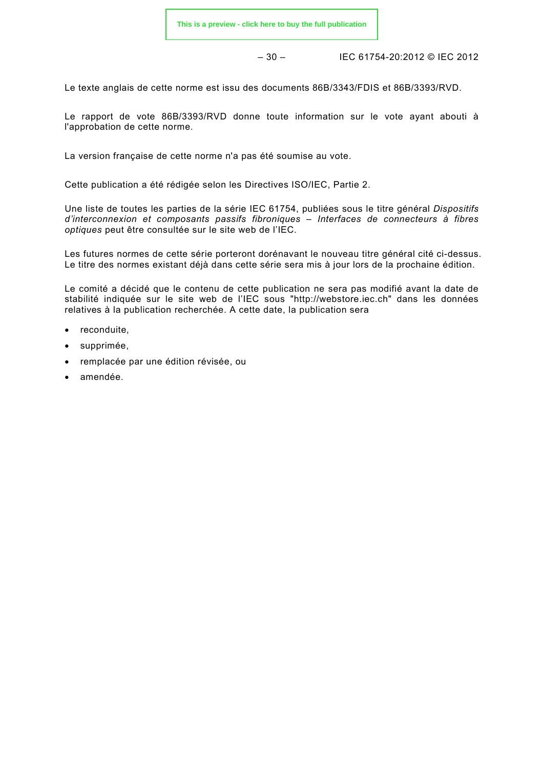Le texte anglais de cette norme est issu des documents 86B/3343/FDIS et 86B/3393/RVD.

Le rapport de vote 86B/3393/RVD donne toute information sur le vote ayant abouti à l'approbation de cette norme.

La version française de cette norme n'a pas été soumise au vote.

Cette publication a été rédigée selon les Directives ISO/IEC, Partie 2.

Une liste de toutes les parties de la série IEC 61754, publiées sous le titre général *Dispositifs d'interconnexion et composants passifs fibroniques – Interfaces de connecteurs à fibres optiques* peut être consultée sur le site web de l'IEC.

Les futures normes de cette série porteront dorénavant le nouveau titre général cité ci-dessus. Le titre des normes existant déjà dans cette série sera mis à jour lors de la prochaine édition.

Le comité a décidé que le contenu de cette publication ne sera pas modifié avant la date de stabilité indiquée sur le site web de l'IEC sous "http://webstore.iec.ch" dans les données relatives à la publication recherchée. A cette date, la publication sera

- reconduite,
- supprimée,
- remplacée par une édition révisée, ou
- amendée.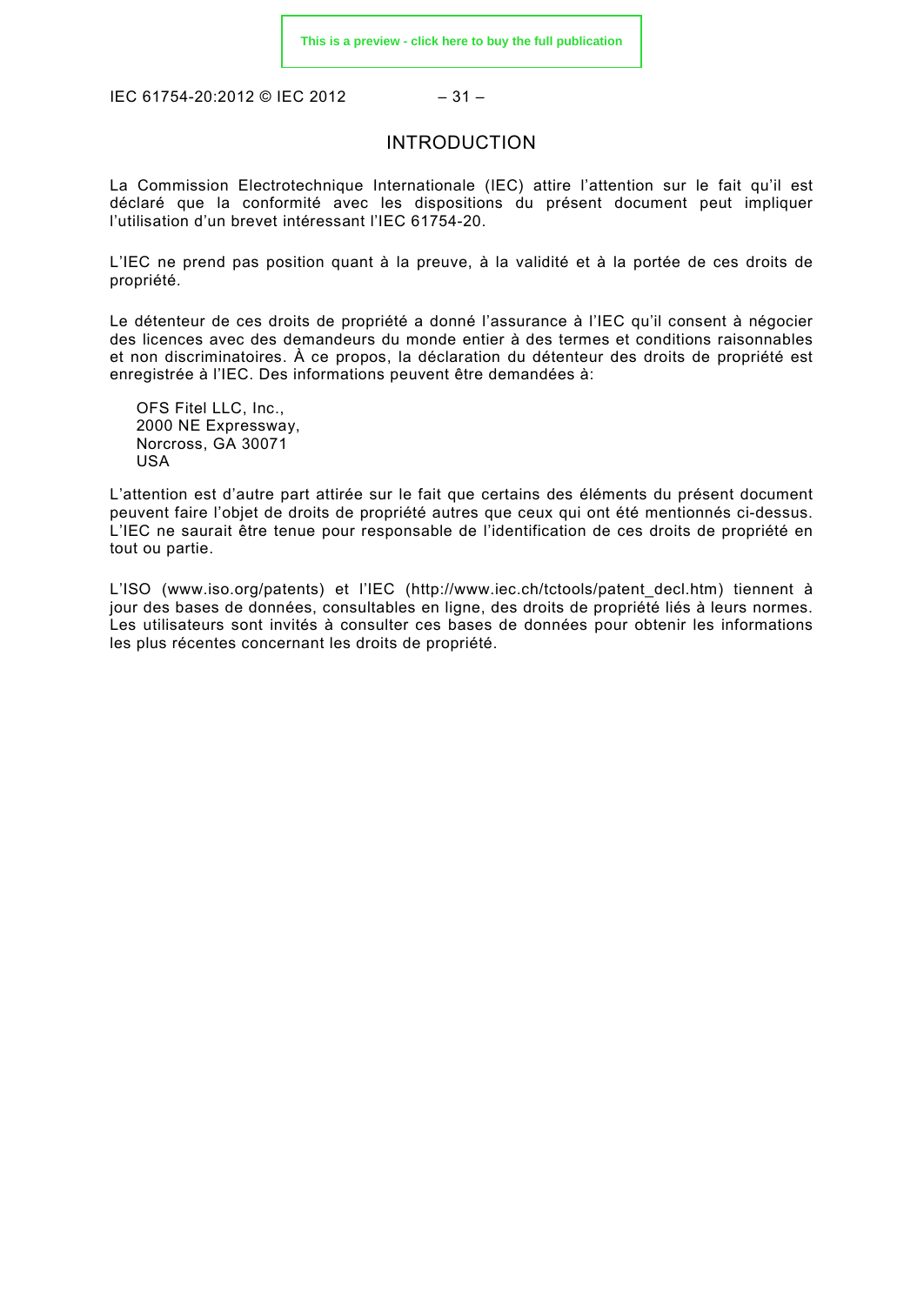# INTRODUCTION

La Commission Electrotechnique Internationale (IEC) attire l'attention sur le fait qu'il est déclaré que la conformité avec les dispositions du présent document peut impliquer l'utilisation d'un brevet intéressant l'IEC 61754-20.

L'IEC ne prend pas position quant à la preuve, à la validité et à la portée de ces droits de propriété.

Le détenteur de ces droits de propriété a donné l'assurance à l'IEC qu'il consent à négocier des licences avec des demandeurs du monde entier à des termes et conditions raisonnables et non discriminatoires. À ce propos, la déclaration du détenteur des droits de propriété est enregistrée à l'IEC. Des informations peuvent être demandées à:

OFS Fitel LLC, Inc.,
2000 NE Expressway,
Norcross, GA 30071
USA

L'attention est d'autre part attirée sur le fait que certains des éléments du présent document peuvent faire l'objet de droits de propriété autres que ceux qui ont été mentionnés ci-dessus. L'IEC ne saurait être tenue pour responsable de l'identification de ces droits de propriété en tout ou partie.

L'ISO (www.iso.org/patents) et l'IEC (http://www.iec.ch/tctools/patent_decl.htm) tiennent à jour des bases de données, consultables en ligne, des droits de propriété liés à leurs normes. Les utilisateurs sont invités à consulter ces bases de données pour obtenir les informations les plus récentes concernant les droits de propriété.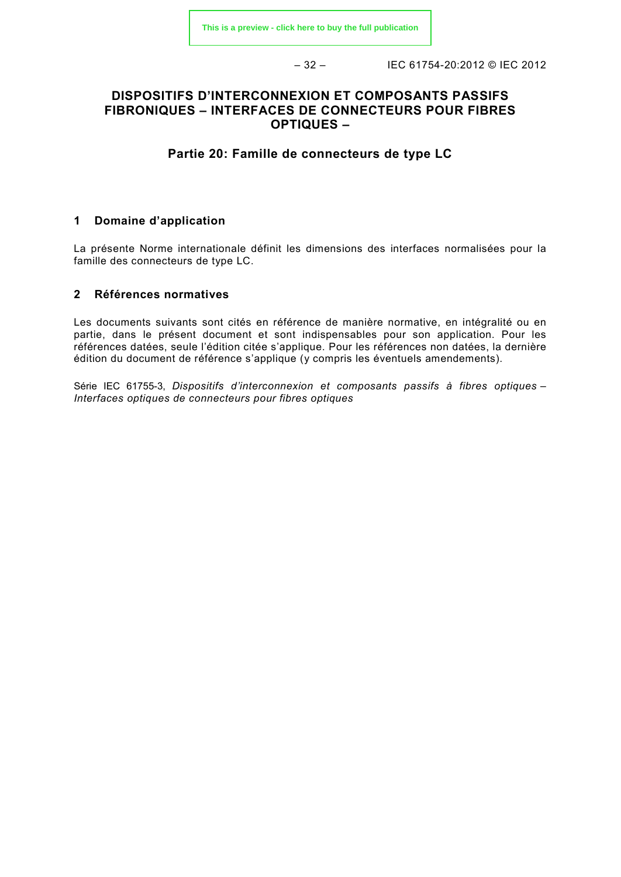# DISPOSITIFS D'INTERCONNEXION ET COMPOSANTS PASSIFS FIBRONIQUES – INTERFACES DE CONNECTEURS POUR FIBRES OPTIQUES –

## Partie 20: Famille de connecteurs de type LC

### 1 Domaine d'application

La présente Norme internationale définit les dimensions des interfaces normalisées pour la famille des connecteurs de type LC.

### 2 Références normatives

Les documents suivants sont cités en référence de manière normative, en intégralité ou en partie, dans le présent document et sont indispensables pour son application. Pour les références datées, seule l'édition citée s'applique. Pour les références non datées, la dernière édition du document de référence s'applique (y compris les éventuels amendements).

Série IEC 61755-3, *Dispositifs d'interconnexion et composants passifs à fibres optiques – Interfaces optiques de connecteurs pour fibres optiques*